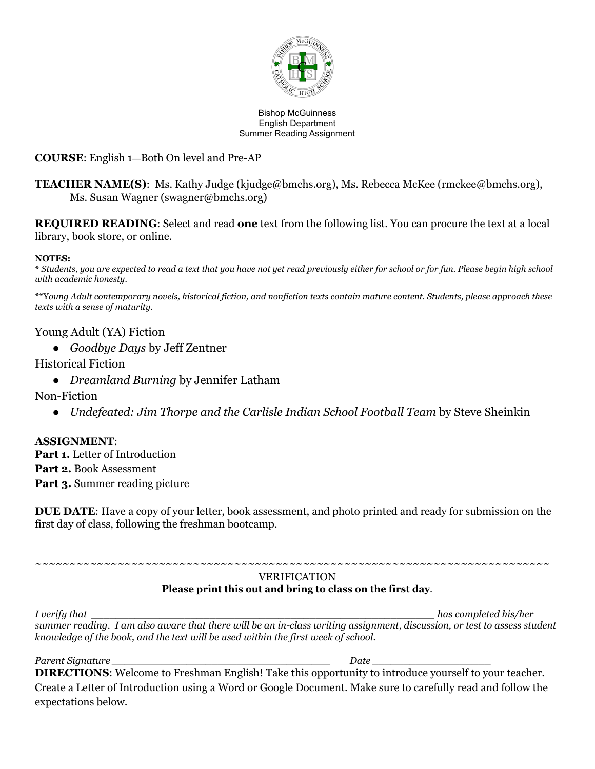Bishop McGuinness
English Department
Summer Reading Assignment

**COURSE**: English 1—Both On level and Pre-AP

**TEACHER NAME(S)**: Ms. Kathy Judge (kjudge@bmchs.org), Ms. Rebecca McKee (rmckee@bmchs.org), Ms. Susan Wagner (swagner@bmchs.org)

**REQUIRED READING**: Select and read **one** text from the following list. You can procure the text at a local library, book store, or online.

**NOTES:**

\* *Students, you are expected to read a text that you have not yet read previously either for school or for fun. Please begin high school with academic honesty.*

\*\**Young Adult contemporary novels, historical fiction, and nonfiction texts contain mature content. Students, please approach these texts with a sense of maturity.*

Young Adult (YA) Fiction

- *Goodbye Days* by Jeff Zentner

Historical Fiction

- *Dreamland Burning* by Jennifer Latham

Non-Fiction

- *Undefeated: Jim Thorpe and the Carlisle Indian School Football Team* by Steve Sheinkin

**ASSIGNMENT**:

**Part 1.** Letter of Introduction
**Part 2.** Book Assessment
**Part 3.** Summer reading picture

**DUE DATE**: Have a copy of your letter, book assessment, and photo printed and ready for submission on the first day of class, following the freshman bootcamp.

~~~~~~~~~~~~~~~~~~~~~~~~~~~~~~~~~~~~~~~~~~~~~~~~~~~~~~~~~~~~~~~~~~~~~~~~~~~

VERIFICATION

**Please print this out and bring to class on the first day**.

*I verify that* _______________________________________________________ *has completed his/her summer reading. I am also aware that there will be an in-class writing assignment, discussion, or test to assess student knowledge of the book, and the text will be used within the first week of school.*

*Parent Signature* __________________________________ *Date* __________________

**DIRECTIONS**: Welcome to Freshman English! Take this opportunity to introduce yourself to your teacher. Create a Letter of Introduction using a Word or Google Document. Make sure to carefully read and follow the expectations below.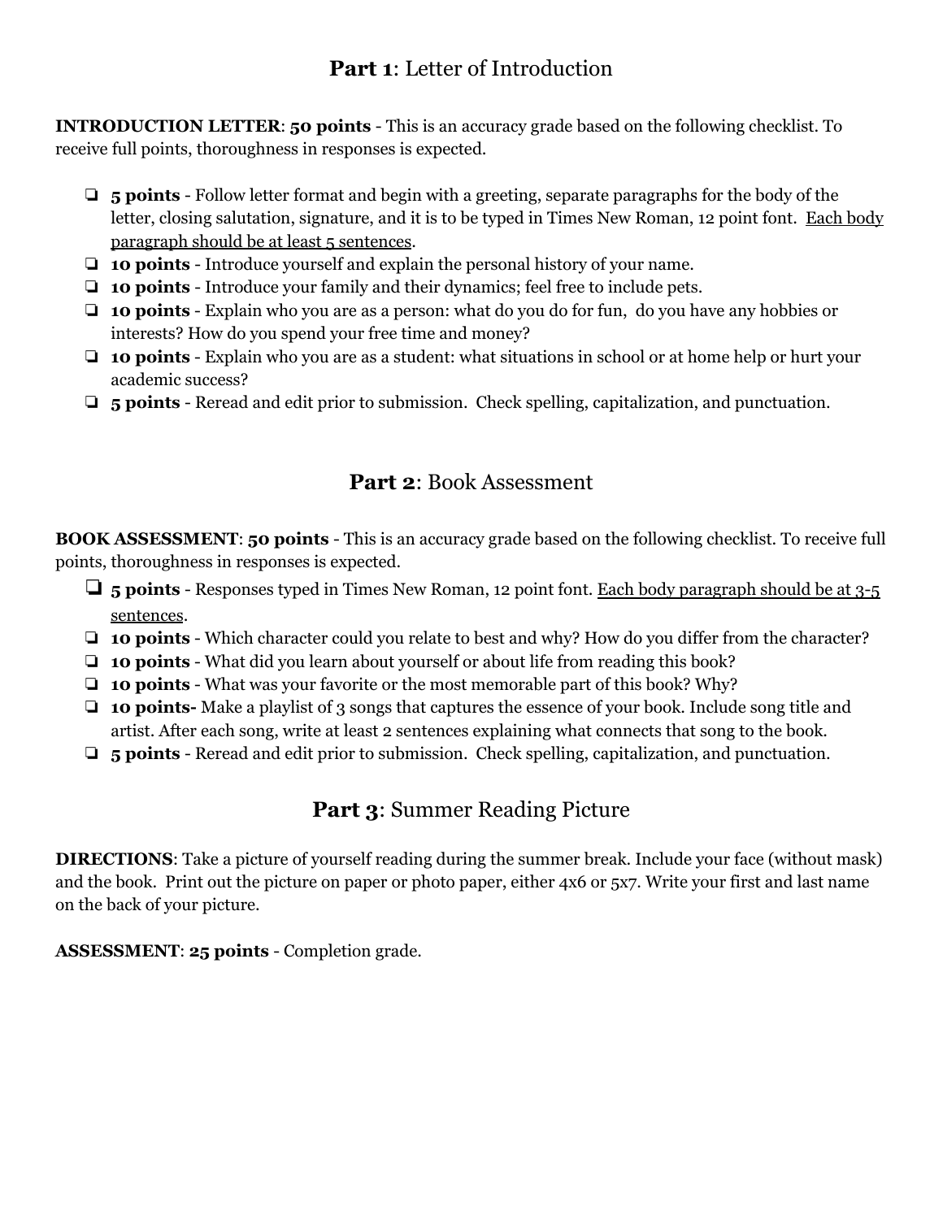## **Part 1**: Letter of Introduction

**INTRODUCTION LETTER**: **50 points** - This is an accuracy grade based on the following checklist. To receive full points, thoroughness in responses is expected.

- ❏ **5 points** - Follow letter format and begin with a greeting, separate paragraphs for the body of the letter, closing salutation, signature, and it is to be typed in Times New Roman, 12 point font. <u>Each body paragraph should be at least 5 sentences</u>.
- ❏ **10 points** - Introduce yourself and explain the personal history of your name.
- ❏ **10 points** - Introduce your family and their dynamics; feel free to include pets.
- ❏ **10 points** - Explain who you are as a person: what do you do for fun, do you have any hobbies or interests? How do you spend your free time and money?
- ❏ **10 points** - Explain who you are as a student: what situations in school or at home help or hurt your academic success?
- ❏ **5 points** - Reread and edit prior to submission. Check spelling, capitalization, and punctuation.

## **Part 2**: Book Assessment

**BOOK ASSESSMENT**: **50 points** - This is an accuracy grade based on the following checklist. To receive full points, thoroughness in responses is expected.

- ❏ **5 points** - Responses typed in Times New Roman, 12 point font. <u>Each body paragraph should be at 3-5 sentences</u>.
- ❏ **10 points** - Which character could you relate to best and why? How do you differ from the character?
- ❏ **10 points** - What did you learn about yourself or about life from reading this book?
- ❏ **10 points** - What was your favorite or the most memorable part of this book? Why?
- ❏ **10 points-** Make a playlist of 3 songs that captures the essence of your book. Include song title and artist. After each song, write at least 2 sentences explaining what connects that song to the book.
- ❏ **5 points** - Reread and edit prior to submission. Check spelling, capitalization, and punctuation.

## **Part 3**: Summer Reading Picture

**DIRECTIONS**: Take a picture of yourself reading during the summer break. Include your face (without mask) and the book. Print out the picture on paper or photo paper, either 4x6 or 5x7. Write your first and last name on the back of your picture.

**ASSESSMENT**: **25 points** - Completion grade.